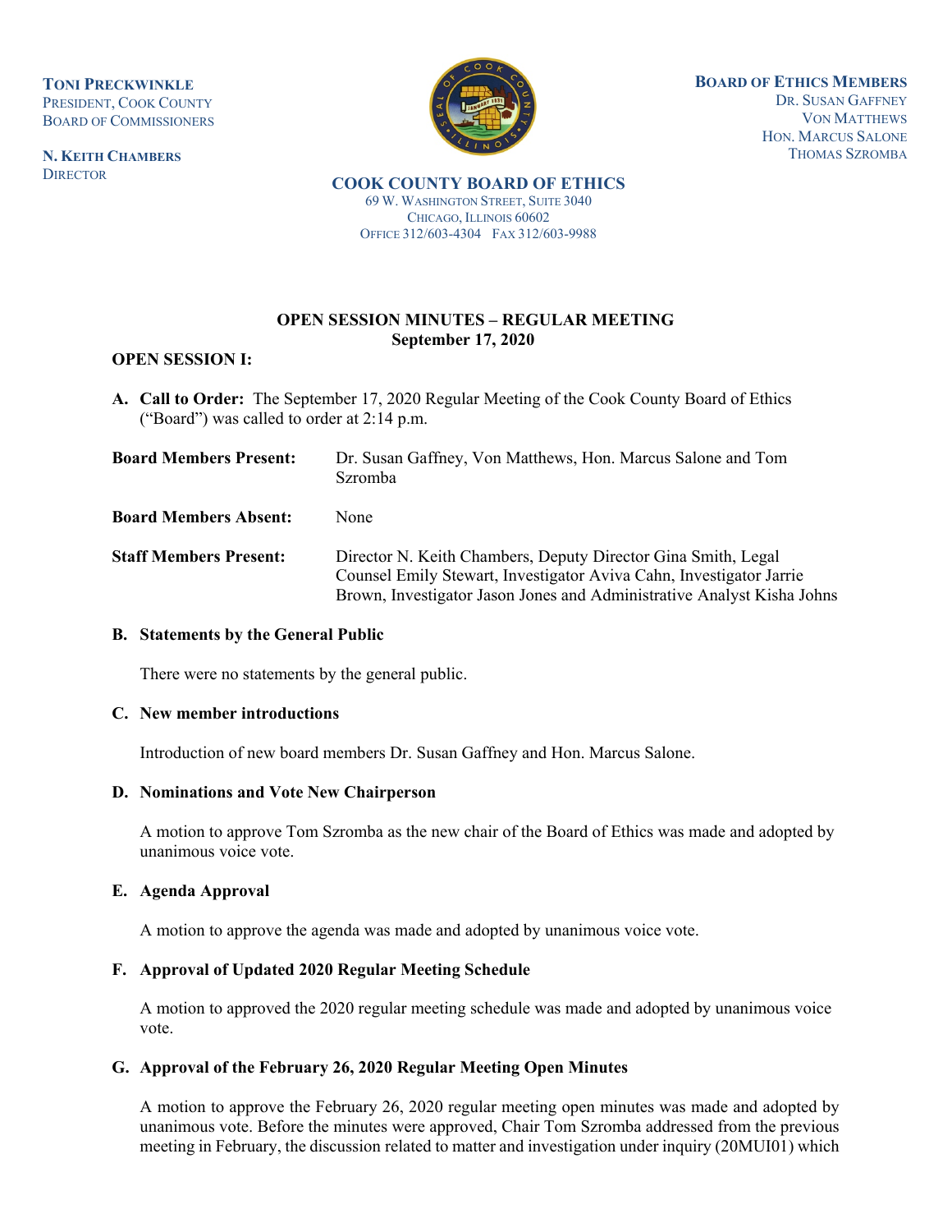**TONI PRECKWINKLE**
PRESIDENT, COOK COUNTY
BOARD OF COMMISSIONERS

**N. KEITH CHAMBERS**
DIRECTOR

**BOARD OF ETHICS MEMBERS**
DR. SUSAN GAFFNEY
VON MATTHEWS
HON. MARCUS SALONE
THOMAS SZROMBA

**COOK COUNTY BOARD OF ETHICS**
69 W. WASHINGTON STREET, SUITE 3040
CHICAGO, ILLINOIS 60602
OFFICE 312/603-4304 FAX 312/603-9988

# OPEN SESSION MINUTES – REGULAR MEETING
## September 17, 2020

**OPEN SESSION I:**

**A. Call to Order:** The September 17, 2020 Regular Meeting of the Cook County Board of Ethics ("Board") was called to order at 2:14 p.m.

**Board Members Present:** Dr. Susan Gaffney, Von Matthews, Hon. Marcus Salone and Tom Szromba

**Board Members Absent:** None

**Staff Members Present:** Director N. Keith Chambers, Deputy Director Gina Smith, Legal Counsel Emily Stewart, Investigator Aviva Cahn, Investigator Jarrie Brown, Investigator Jason Jones and Administrative Analyst Kisha Johns

**B. Statements by the General Public**

There were no statements by the general public.

**C. New member introductions**

Introduction of new board members Dr. Susan Gaffney and Hon. Marcus Salone.

**D. Nominations and Vote New Chairperson**

A motion to approve Tom Szromba as the new chair of the Board of Ethics was made and adopted by unanimous voice vote.

**E. Agenda Approval**

A motion to approve the agenda was made and adopted by unanimous voice vote.

**F. Approval of Updated 2020 Regular Meeting Schedule**

A motion to approved the 2020 regular meeting schedule was made and adopted by unanimous voice vote.

**G. Approval of the February 26, 2020 Regular Meeting Open Minutes**

A motion to approve the February 26, 2020 regular meeting open minutes was made and adopted by unanimous vote. Before the minutes were approved, Chair Tom Szromba addressed from the previous meeting in February, the discussion related to matter and investigation under inquiry (20MUI01) which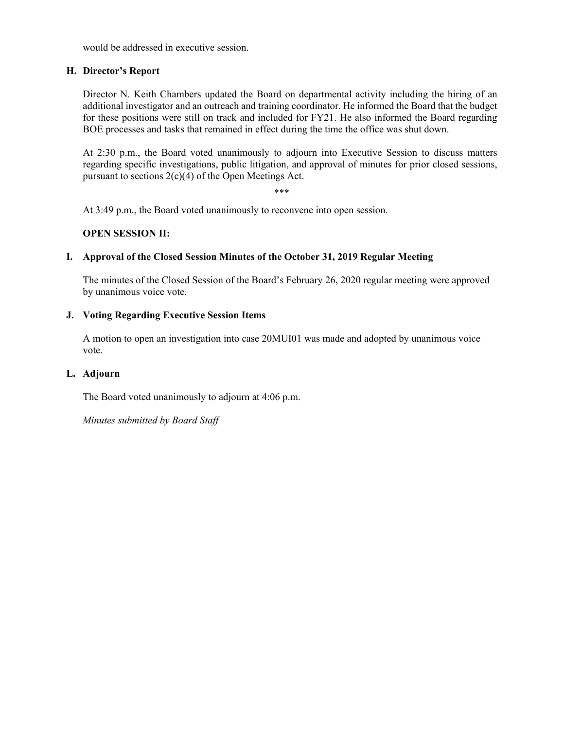would be addressed in executive session.

### H. Director's Report

Director N. Keith Chambers updated the Board on departmental activity including the hiring of an additional investigator and an outreach and training coordinator. He informed the Board that the budget for these positions were still on track and included for FY21. He also informed the Board regarding BOE processes and tasks that remained in effect during the time the office was shut down.

At 2:30 p.m., the Board voted unanimously to adjourn into Executive Session to discuss matters regarding specific investigations, public litigation, and approval of minutes for prior closed sessions, pursuant to sections 2(c)(4) of the Open Meetings Act.

***

At 3:49 p.m., the Board voted unanimously to reconvene into open session.

**OPEN SESSION II:**

### I. Approval of the Closed Session Minutes of the October 31, 2019 Regular Meeting

The minutes of the Closed Session of the Board's February 26, 2020 regular meeting were approved by unanimous voice vote.

### J. Voting Regarding Executive Session Items

A motion to open an investigation into case 20MUI01 was made and adopted by unanimous voice vote.

### L. Adjourn

The Board voted unanimously to adjourn at 4:06 p.m.

*Minutes submitted by Board Staff*